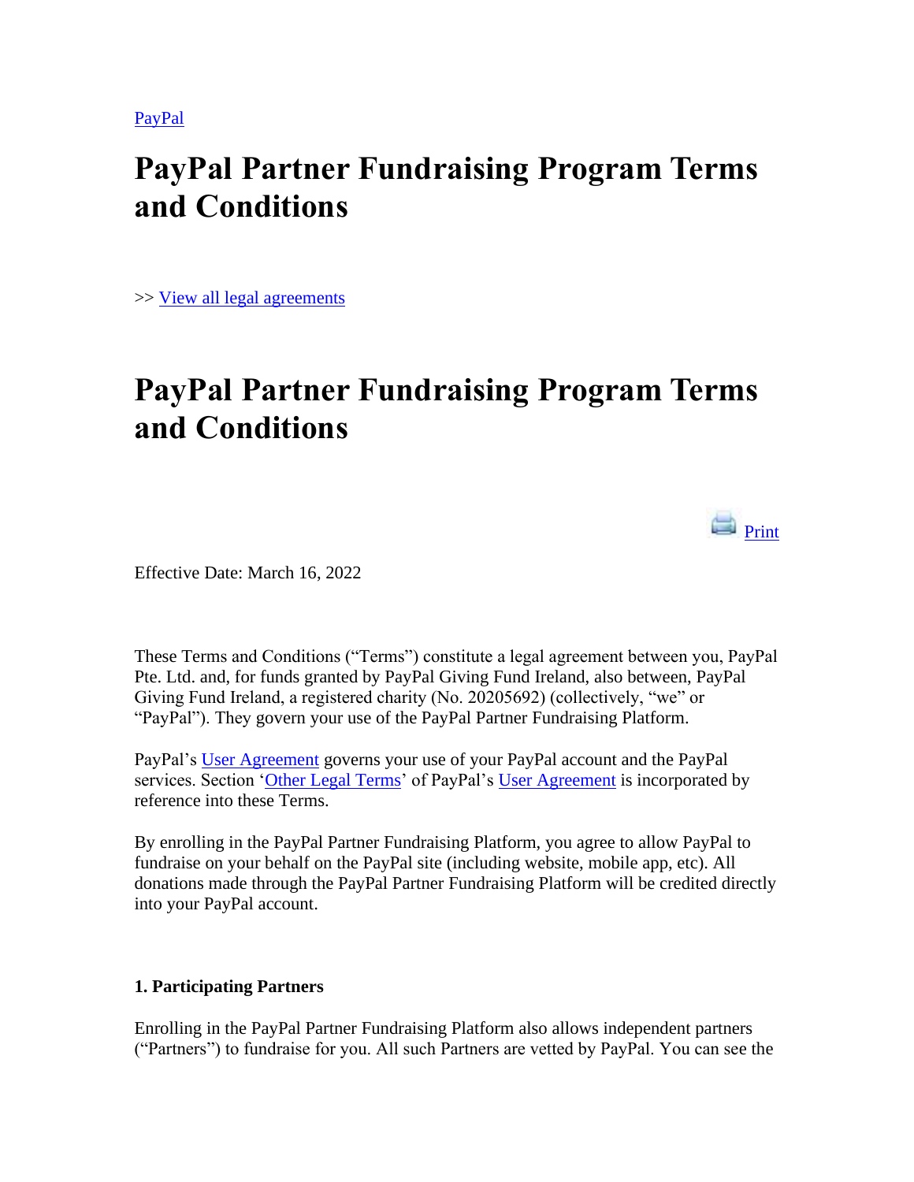PayPal

# PayPal Partner Fundraising Program Terms and Conditions

>> View all legal agreements

# PayPal Partner Fundraising Program Terms and Conditions

Print

Effective Date: March 16, 2022

These Terms and Conditions (“Terms”) constitute a legal agreement between you, PayPal Pte. Ltd. and, for funds granted by PayPal Giving Fund Ireland, also between, PayPal Giving Fund Ireland, a registered charity (No. 20205692) (collectively, “we” or “PayPal”). They govern your use of the PayPal Partner Fundraising Platform.

PayPal’s User Agreement governs your use of your PayPal account and the PayPal services. Section ‘Other Legal Terms’ of PayPal’s User Agreement is incorporated by reference into these Terms.

By enrolling in the PayPal Partner Fundraising Platform, you agree to allow PayPal to fundraise on your behalf on the PayPal site (including website, mobile app, etc). All donations made through the PayPal Partner Fundraising Platform will be credited directly into your PayPal account.

**1. Participating Partners**

Enrolling in the PayPal Partner Fundraising Platform also allows independent partners (“Partners”) to fundraise for you. All such Partners are vetted by PayPal. You can see the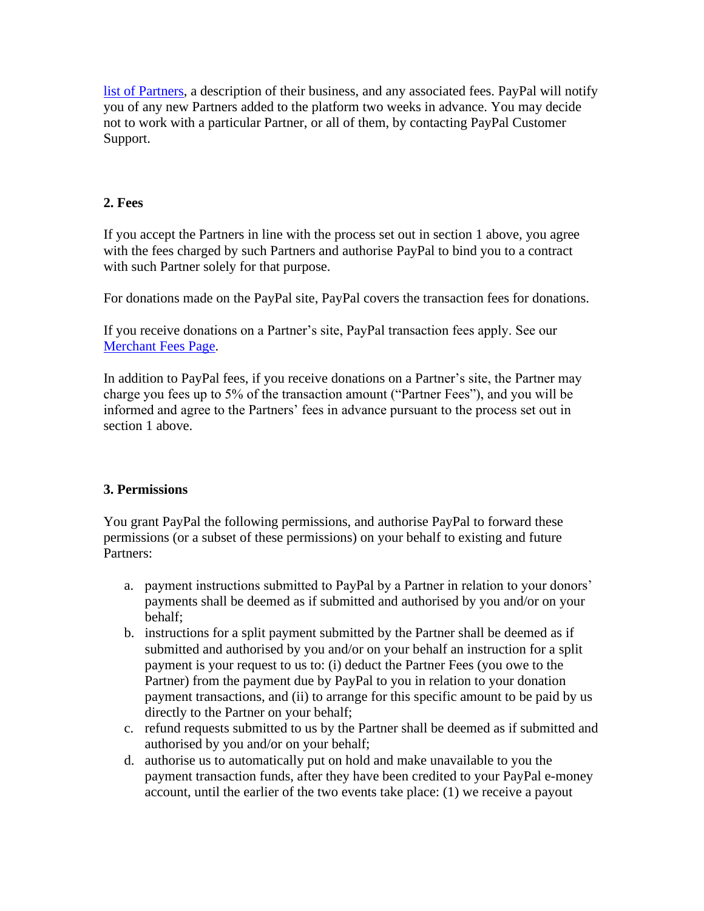[list of Partners](), a description of their business, and any associated fees. PayPal will notify you of any new Partners added to the platform two weeks in advance. You may decide not to work with a particular Partner, or all of them, by contacting PayPal Customer Support.

**2. Fees**

If you accept the Partners in line with the process set out in section 1 above, you agree with the fees charged by such Partners and authorise PayPal to bind you to a contract with such Partner solely for that purpose.

For donations made on the PayPal site, PayPal covers the transaction fees for donations.

If you receive donations on a Partner's site, PayPal transaction fees apply. See our [Merchant Fees Page]().

In addition to PayPal fees, if you receive donations on a Partner's site, the Partner may charge you fees up to 5% of the transaction amount ("Partner Fees"), and you will be informed and agree to the Partners' fees in advance pursuant to the process set out in section 1 above.

**3. Permissions**

You grant PayPal the following permissions, and authorise PayPal to forward these permissions (or a subset of these permissions) on your behalf to existing and future Partners:

a. payment instructions submitted to PayPal by a Partner in relation to your donors' payments shall be deemed as if submitted and authorised by you and/or on your behalf;
b. instructions for a split payment submitted by the Partner shall be deemed as if submitted and authorised by you and/or on your behalf an instruction for a split payment is your request to us to: (i) deduct the Partner Fees (you owe to the Partner) from the payment due by PayPal to you in relation to your donation payment transactions, and (ii) to arrange for this specific amount to be paid by us directly to the Partner on your behalf;
c. refund requests submitted to us by the Partner shall be deemed as if submitted and authorised by you and/or on your behalf;
d. authorise us to automatically put on hold and make unavailable to you the payment transaction funds, after they have been credited to your PayPal e-money account, until the earlier of the two events take place: (1) we receive a payout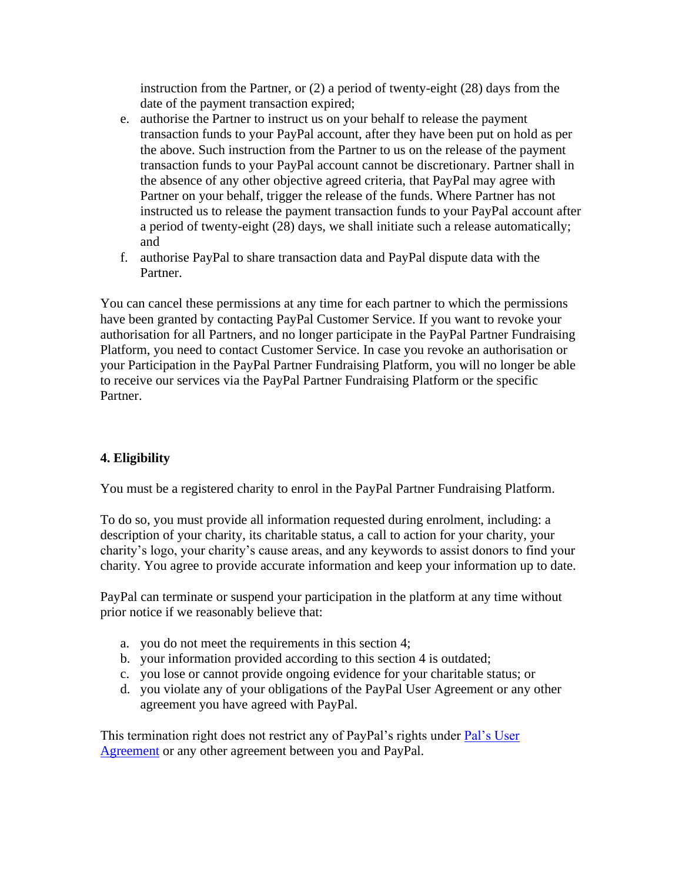instruction from the Partner, or (2) a period of twenty-eight (28) days from the date of the payment transaction expired;

e. authorise the Partner to instruct us on your behalf to release the payment transaction funds to your PayPal account, after they have been put on hold as per the above. Such instruction from the Partner to us on the release of the payment transaction funds to your PayPal account cannot be discretionary. Partner shall in the absence of any other objective agreed criteria, that PayPal may agree with Partner on your behalf, trigger the release of the funds. Where Partner has not instructed us to release the payment transaction funds to your PayPal account after a period of twenty-eight (28) days, we shall initiate such a release automatically; and
f. authorise PayPal to share transaction data and PayPal dispute data with the Partner.

You can cancel these permissions at any time for each partner to which the permissions have been granted by contacting PayPal Customer Service. If you want to revoke your authorisation for all Partners, and no longer participate in the PayPal Partner Fundraising Platform, you need to contact Customer Service. In case you revoke an authorisation or your Participation in the PayPal Partner Fundraising Platform, you will no longer be able to receive our services via the PayPal Partner Fundraising Platform or the specific Partner.

**4. Eligibility**

You must be a registered charity to enrol in the PayPal Partner Fundraising Platform.

To do so, you must provide all information requested during enrolment, including: a description of your charity, its charitable status, a call to action for your charity, your charity's logo, your charity's cause areas, and any keywords to assist donors to find your charity. You agree to provide accurate information and keep your information up to date.

PayPal can terminate or suspend your participation in the platform at any time without prior notice if we reasonably believe that:

a. you do not meet the requirements in this section 4;
b. your information provided according to this section 4 is outdated;
c. you lose or cannot provide ongoing evidence for your charitable status; or
d. you violate any of your obligations of the PayPal User Agreement or any other agreement you have agreed with PayPal.

This termination right does not restrict any of PayPal's rights under Pal's User Agreement or any other agreement between you and PayPal.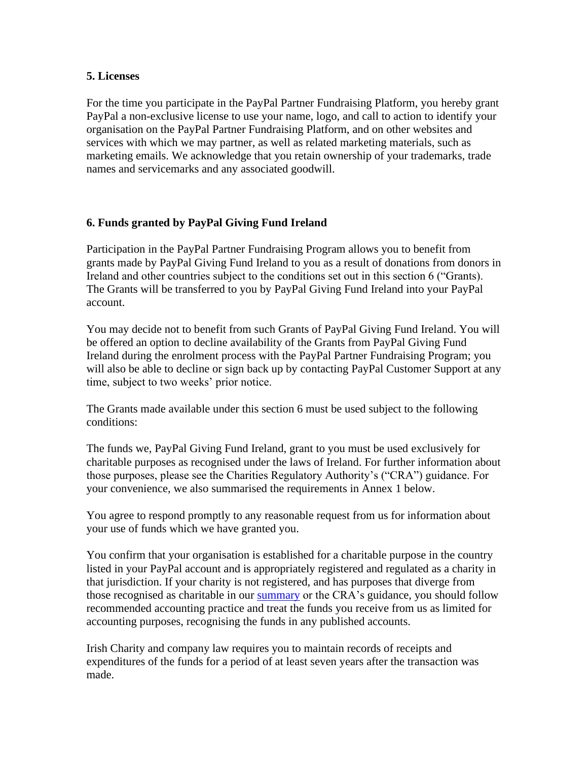### 5. Licenses

For the time you participate in the PayPal Partner Fundraising Platform, you hereby grant PayPal a non-exclusive license to use your name, logo, and call to action to identify your organisation on the PayPal Partner Fundraising Platform, and on other websites and services with which we may partner, as well as related marketing materials, such as marketing emails. We acknowledge that you retain ownership of your trademarks, trade names and servicemarks and any associated goodwill.

### 6. Funds granted by PayPal Giving Fund Ireland

Participation in the PayPal Partner Fundraising Program allows you to benefit from grants made by PayPal Giving Fund Ireland to you as a result of donations from donors in Ireland and other countries subject to the conditions set out in this section 6 ("Grants). The Grants will be transferred to you by PayPal Giving Fund Ireland into your PayPal account.

You may decide not to benefit from such Grants of PayPal Giving Fund Ireland. You will be offered an option to decline availability of the Grants from PayPal Giving Fund Ireland during the enrolment process with the PayPal Partner Fundraising Program; you will also be able to decline or sign back up by contacting PayPal Customer Support at any time, subject to two weeks' prior notice.

The Grants made available under this section 6 must be used subject to the following conditions:

The funds we, PayPal Giving Fund Ireland, grant to you must be used exclusively for charitable purposes as recognised under the laws of Ireland. For further information about those purposes, please see the Charities Regulatory Authority's ("CRA") guidance. For your convenience, we also summarised the requirements in Annex 1 below.

You agree to respond promptly to any reasonable request from us for information about your use of funds which we have granted you.

You confirm that your organisation is established for a charitable purpose in the country listed in your PayPal account and is appropriately registered and regulated as a charity in that jurisdiction. If your charity is not registered, and has purposes that diverge from those recognised as charitable in our summary or the CRA's guidance, you should follow recommended accounting practice and treat the funds you receive from us as limited for accounting purposes, recognising the funds in any published accounts.

Irish Charity and company law requires you to maintain records of receipts and expenditures of the funds for a period of at least seven years after the transaction was made.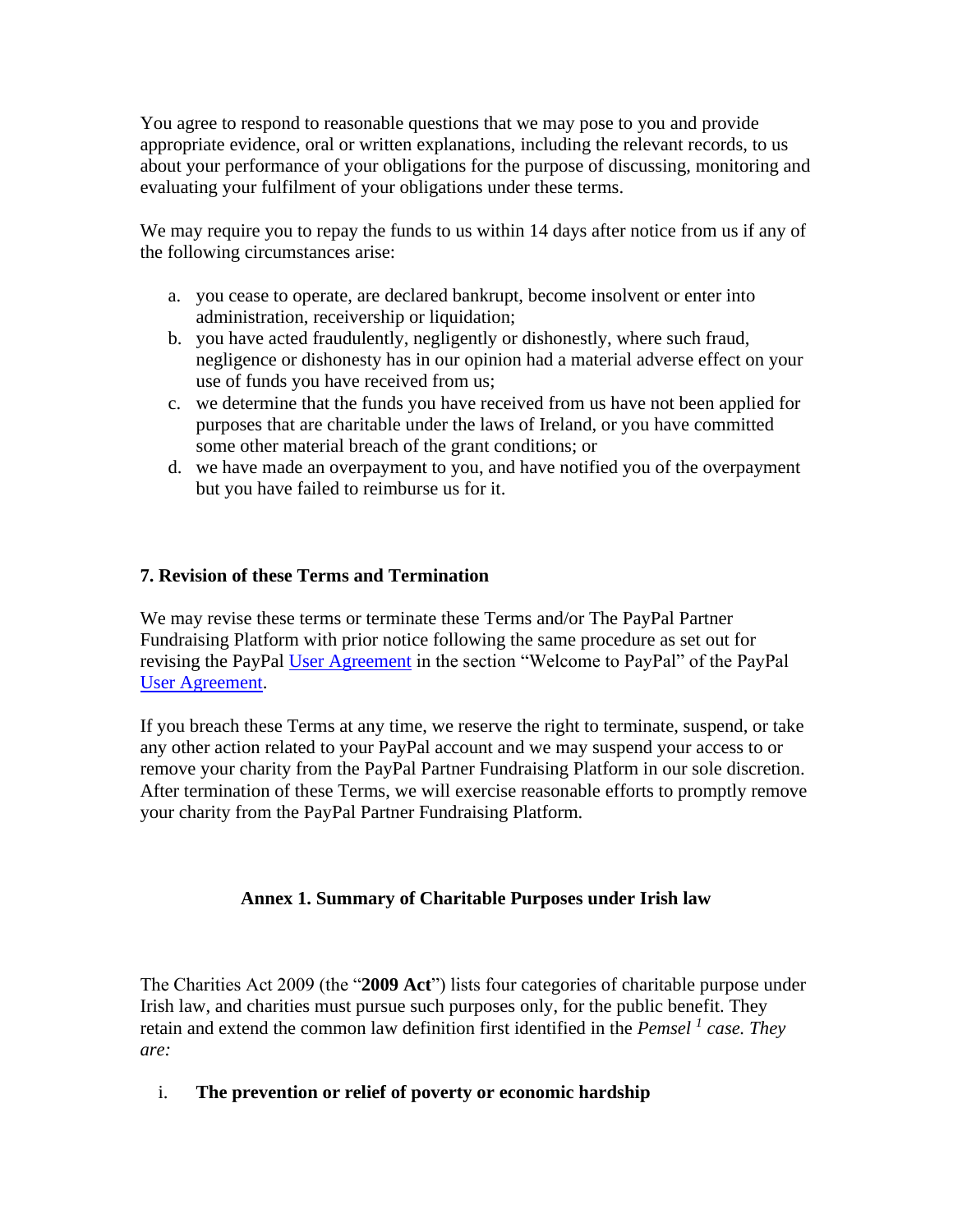You agree to respond to reasonable questions that we may pose to you and provide appropriate evidence, oral or written explanations, including the relevant records, to us about your performance of your obligations for the purpose of discussing, monitoring and evaluating your fulfilment of your obligations under these terms.

We may require you to repay the funds to us within 14 days after notice from us if any of the following circumstances arise:

a. you cease to operate, are declared bankrupt, become insolvent or enter into administration, receivership or liquidation;
b. you have acted fraudulently, negligently or dishonestly, where such fraud, negligence or dishonesty has in our opinion had a material adverse effect on your use of funds you have received from us;
c. we determine that the funds you have received from us have not been applied for purposes that are charitable under the laws of Ireland, or you have committed some other material breach of the grant conditions; or
d. we have made an overpayment to you, and have notified you of the overpayment but you have failed to reimburse us for it.

### 7. Revision of these Terms and Termination

We may revise these terms or terminate these Terms and/or The PayPal Partner Fundraising Platform with prior notice following the same procedure as set out for revising the PayPal User Agreement in the section "Welcome to PayPal" of the PayPal User Agreement.

If you breach these Terms at any time, we reserve the right to terminate, suspend, or take any other action related to your PayPal account and we may suspend your access to or remove your charity from the PayPal Partner Fundraising Platform in our sole discretion. After termination of these Terms, we will exercise reasonable efforts to promptly remove your charity from the PayPal Partner Fundraising Platform.

## Annex 1. Summary of Charitable Purposes under Irish law

The Charities Act 2009 (the "**2009 Act**") lists four categories of charitable purpose under Irish law, and charities must pursue such purposes only, for the public benefit. They retain and extend the common law definition first identified in the *Pemsel* [1] *case. They are:*

i. **The prevention or relief of poverty or economic hardship**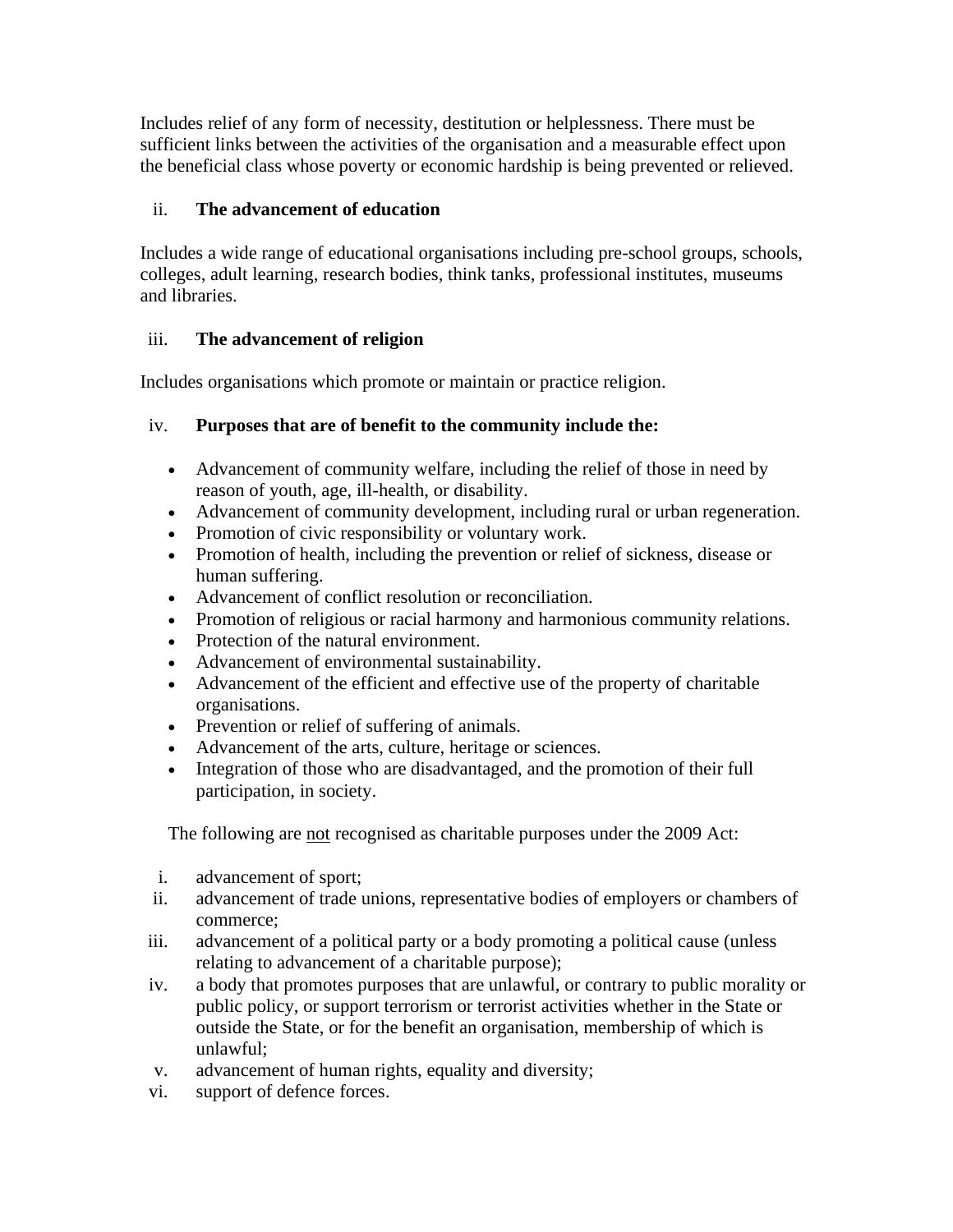Includes relief of any form of necessity, destitution or helplessness. There must be sufficient links between the activities of the organisation and a measurable effect upon the beneficial class whose poverty or economic hardship is being prevented or relieved.

ii. **The advancement of education**

Includes a wide range of educational organisations including pre-school groups, schools, colleges, adult learning, research bodies, think tanks, professional institutes, museums and libraries.

iii. **The advancement of religion**

Includes organisations which promote or maintain or practice religion.

iv. **Purposes that are of benefit to the community include the:**

- Advancement of community welfare, including the relief of those in need by reason of youth, age, ill-health, or disability.
- Advancement of community development, including rural or urban regeneration.
- Promotion of civic responsibility or voluntary work.
- Promotion of health, including the prevention or relief of sickness, disease or human suffering.
- Advancement of conflict resolution or reconciliation.
- Promotion of religious or racial harmony and harmonious community relations.
- Protection of the natural environment.
- Advancement of environmental sustainability.
- Advancement of the efficient and effective use of the property of charitable organisations.
- Prevention or relief of suffering of animals.
- Advancement of the arts, culture, heritage or sciences.
- Integration of those who are disadvantaged, and the promotion of their full participation, in society.

The following are <u>not</u> recognised as charitable purposes under the 2009 Act:

i. advancement of sport;
ii. advancement of trade unions, representative bodies of employers or chambers of commerce;
iii. advancement of a political party or a body promoting a political cause (unless relating to advancement of a charitable purpose);
iv. a body that promotes purposes that are unlawful, or contrary to public morality or public policy, or support terrorism or terrorist activities whether in the State or outside the State, or for the benefit an organisation, membership of which is unlawful;
v. advancement of human rights, equality and diversity;
vi. support of defence forces.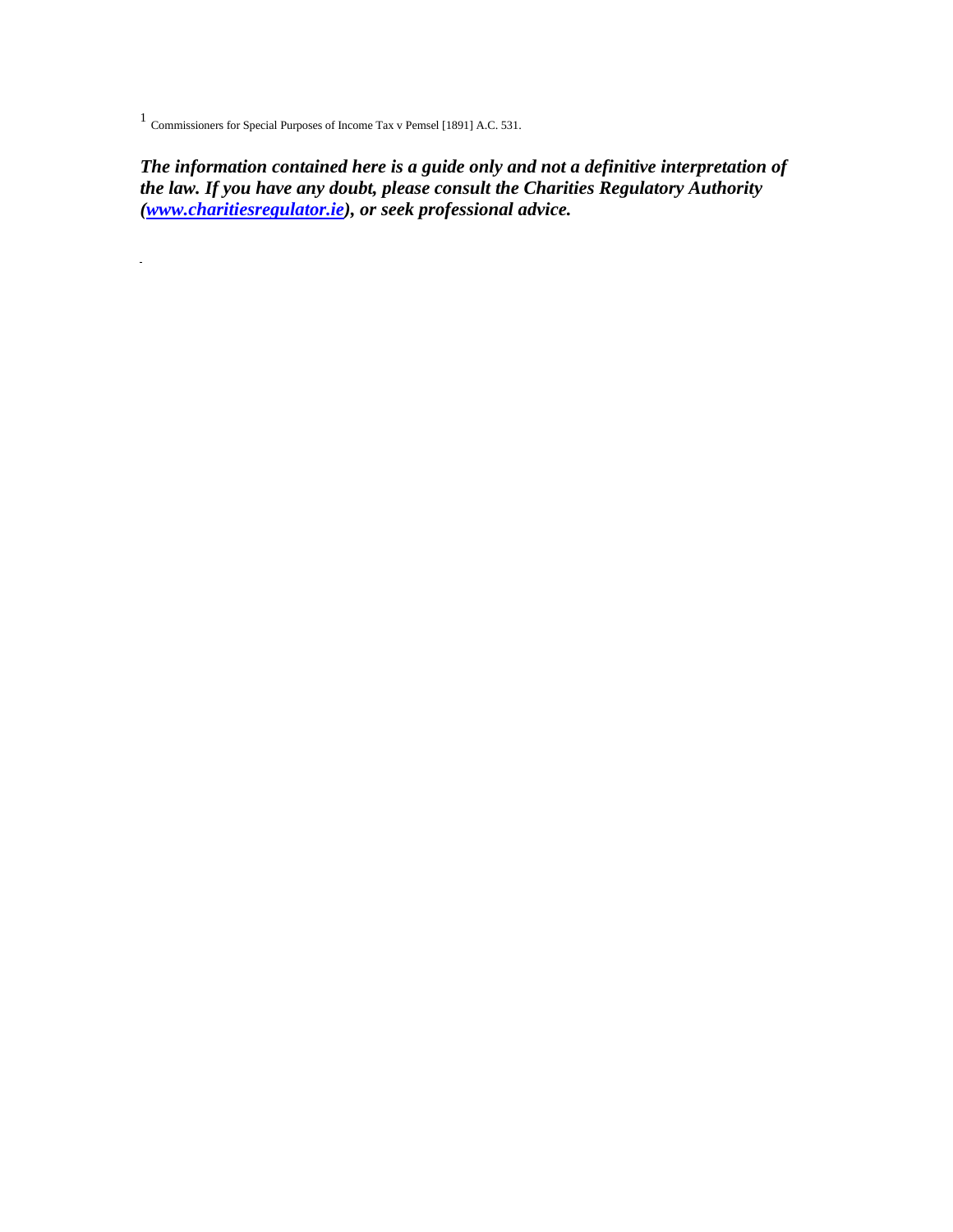[1] Commissioners for Special Purposes of Income Tax v Pemsel [1891] A.C. 531.

***The information contained here is a guide only and not a definitive interpretation of the law. If you have any doubt, please consult the Charities Regulatory Authority ([www.charitiesregulator.ie](http://www.charitiesregulator.ie)), or seek professional advice.***